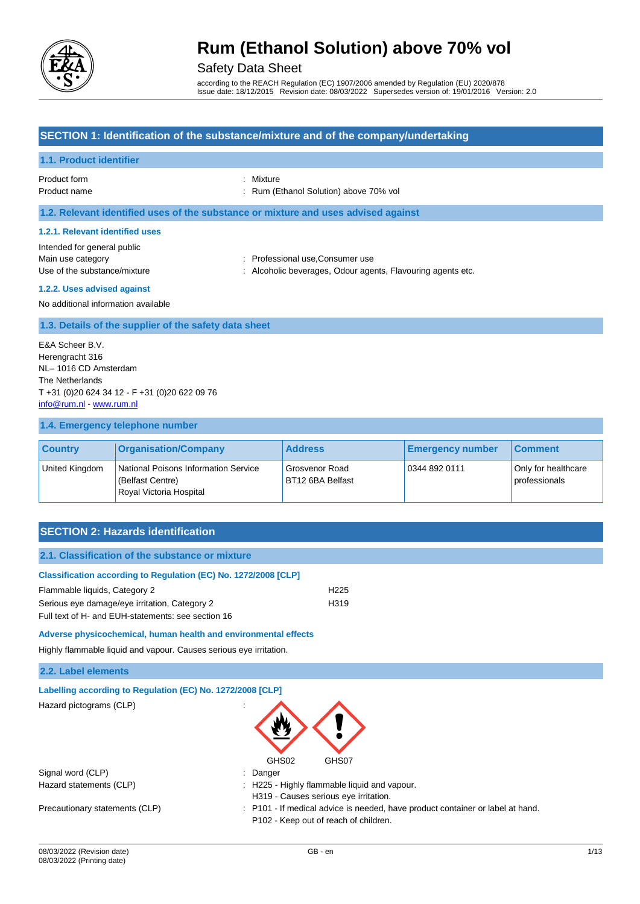# Rum (Ethanol Solution) above 70% vol

Safety Data Sheet

according to the REACH Regulation (EC) 1907/2006 amended by Regulation (EU) 2020/878
Issue date: 18/12/2015 Revision date: 08/03/2022 Supersedes version of: 19/01/2016 Version: 2.0

## SECTION 1: Identification of the substance/mixture and of the company/undertaking

### 1.1. Product identifier

Product form : Mixture
Product name : Rum (Ethanol Solution) above 70% vol

### 1.2. Relevant identified uses of the substance or mixture and uses advised against

#### 1.2.1. Relevant identified uses

Intended for general public
Main use category : Professional use,Consumer use
Use of the substance/mixture : Alcoholic beverages, Odour agents, Flavouring agents etc.

#### 1.2.2. Uses advised against

No additional information available

### 1.3. Details of the supplier of the safety data sheet

E&A Scheer B.V.
Herengracht 316
NL– 1016 CD Amsterdam
The Netherlands
T +31 (0)20 624 34 12 - F +31 (0)20 622 09 76
info@rum.nl - www.rum.nl

### 1.4. Emergency telephone number

| Country | Organisation/Company | Address | Emergency number | Comment |
|---|---|---|---|---|
| United Kingdom | National Poisons Information Service (Belfast Centre) Royal Victoria Hospital | Grosvenor Road BT12 6BA Belfast | 0344 892 0111 | Only for healthcare professionals |

## SECTION 2: Hazards identification

### 2.1. Classification of the substance or mixture

**Classification according to Regulation (EC) No. 1272/2008 [CLP]**

Flammable liquids, Category 2 H225
Serious eye damage/eye irritation, Category 2 H319
Full text of H- and EUH-statements: see section 16

**Adverse physicochemical, human health and environmental effects**

Highly flammable liquid and vapour. Causes serious eye irritation.

### 2.2. Label elements

**Labelling according to Regulation (EC) No. 1272/2008 [CLP]**

Hazard pictograms (CLP) : GHS02 GHS07

Signal word (CLP) : Danger
Hazard statements (CLP) : H225 - Highly flammable liquid and vapour.
H319 - Causes serious eye irritation.
Precautionary statements (CLP) : P101 - If medical advice is needed, have product container or label at hand.
P102 - Keep out of reach of children.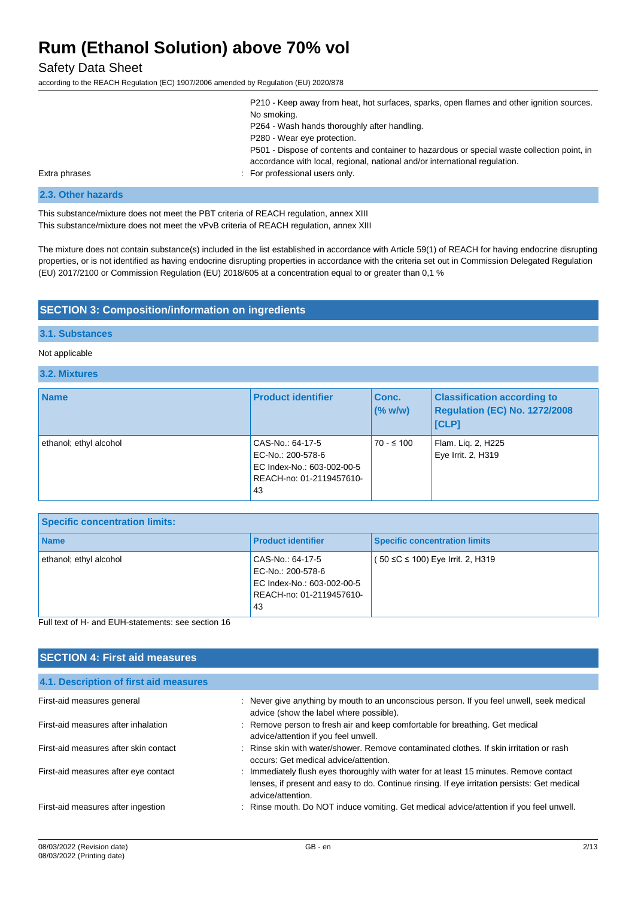P210 - Keep away from heat, hot surfaces, sparks, open flames and other ignition sources. No smoking.
P264 - Wash hands thoroughly after handling.
P280 - Wear eye protection.
P501 - Dispose of contents and container to hazardous or special waste collection point, in accordance with local, regional, national and/or international regulation.

Extra phrases : For professional users only.

### 2.3. Other hazards

This substance/mixture does not meet the PBT criteria of REACH regulation, annex XIII
This substance/mixture does not meet the vPvB criteria of REACH regulation, annex XIII

The mixture does not contain substance(s) included in the list established in accordance with Article 59(1) of REACH for having endocrine disrupting properties, or is not identified as having endocrine disrupting properties in accordance with the criteria set out in Commission Delegated Regulation (EU) 2017/2100 or Commission Regulation (EU) 2018/605 at a concentration equal to or greater than 0,1 %

## SECTION 3: Composition/information on ingredients

### 3.1. Substances

Not applicable

### 3.2. Mixtures

| Name | Product identifier | Conc. (% w/w) | Classification according to Regulation (EC) No. 1272/2008 [CLP] |
|---|---|---|---|
| ethanol; ethyl alcohol | CAS-No.: 64-17-5<br>EC-No.: 200-578-6<br>EC Index-No.: 603-002-00-5<br>REACH-no: 01-2119457610-43 | 70 - ≤ 100 | Flam. Liq. 2, H225<br>Eye Irrit. 2, H319 |

| Specific concentration limits: | | |
|---|---|---|
| **Name** | **Product identifier** | **Specific concentration limits** |
| ethanol; ethyl alcohol | CAS-No.: 64-17-5<br>EC-No.: 200-578-6<br>EC Index-No.: 603-002-00-5<br>REACH-no: 01-2119457610-43 | ( 50 ≤C ≤ 100) Eye Irrit. 2, H319 |

Full text of H- and EUH-statements: see section 16

## SECTION 4: First aid measures

### 4.1. Description of first aid measures

First-aid measures general : Never give anything by mouth to an unconscious person. If you feel unwell, seek medical advice (show the label where possible).

First-aid measures after inhalation : Remove person to fresh air and keep comfortable for breathing. Get medical advice/attention if you feel unwell.

First-aid measures after skin contact : Rinse skin with water/shower. Remove contaminated clothes. If skin irritation or rash occurs: Get medical advice/attention.

First-aid measures after eye contact : Immediately flush eyes thoroughly with water for at least 15 minutes. Remove contact lenses, if present and easy to do. Continue rinsing. If eye irritation persists: Get medical advice/attention.

First-aid measures after ingestion : Rinse mouth. Do NOT induce vomiting. Get medical advice/attention if you feel unwell.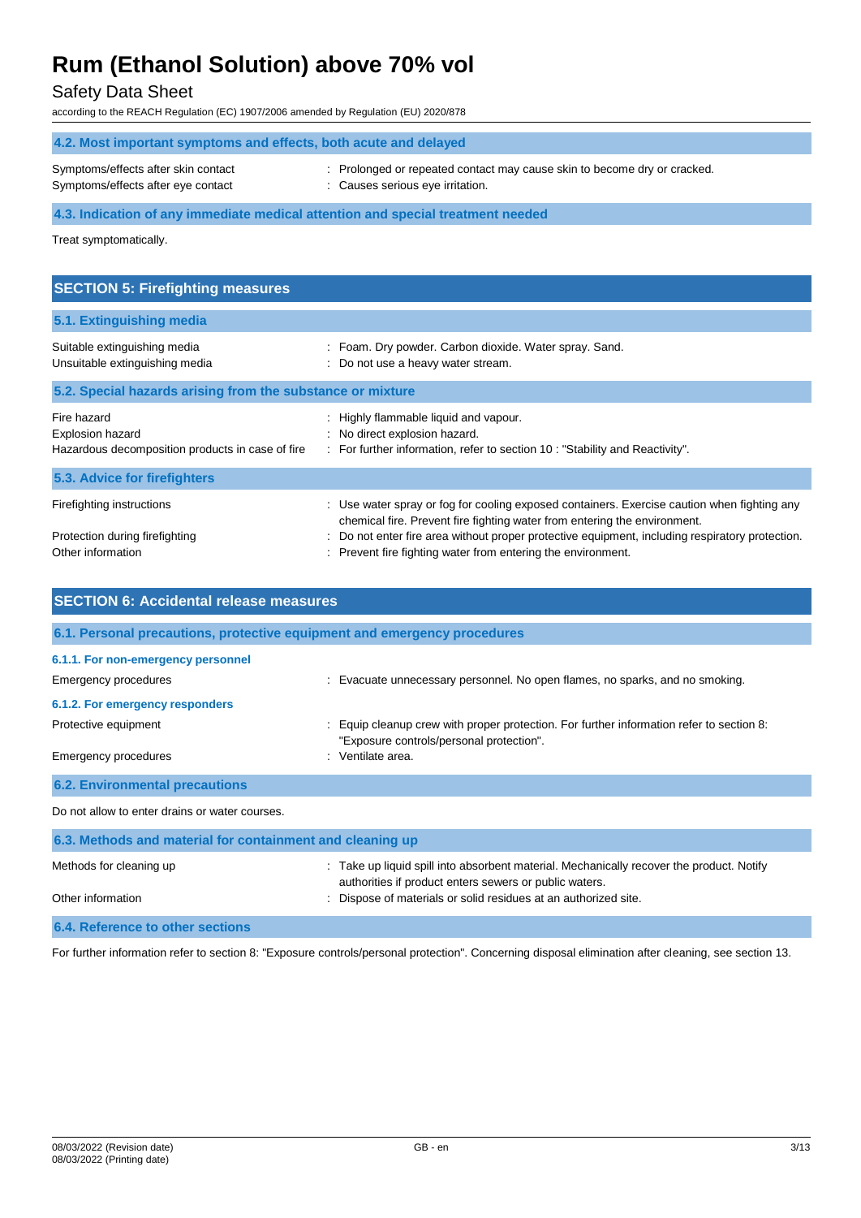### 4.2. Most important symptoms and effects, both acute and delayed

| | |
|---|---|
| Symptoms/effects after skin contact | : Prolonged or repeated contact may cause skin to become dry or cracked. |
| Symptoms/effects after eye contact | : Causes serious eye irritation. |

### 4.3. Indication of any immediate medical attention and special treatment needed

Treat symptomatically.

## SECTION 5: Firefighting measures

### 5.1. Extinguishing media

| | |
|---|---|
| Suitable extinguishing media | : Foam. Dry powder. Carbon dioxide. Water spray. Sand. |
| Unsuitable extinguishing media | : Do not use a heavy water stream. |

### 5.2. Special hazards arising from the substance or mixture

| | |
|---|---|
| Fire hazard | : Highly flammable liquid and vapour. |
| Explosion hazard | : No direct explosion hazard. |
| Hazardous decomposition products in case of fire | : For further information, refer to section 10 : "Stability and Reactivity". |

### 5.3. Advice for firefighters

| | |
|---|---|
| Firefighting instructions | : Use water spray or fog for cooling exposed containers. Exercise caution when fighting any chemical fire. Prevent fire fighting water from entering the environment. |
| Protection during firefighting | : Do not enter fire area without proper protective equipment, including respiratory protection. |
| Other information | : Prevent fire fighting water from entering the environment. |

## SECTION 6: Accidental release measures

### 6.1. Personal precautions, protective equipment and emergency procedures

#### 6.1.1. For non-emergency personnel

| | |
|---|---|
| Emergency procedures | : Evacuate unnecessary personnel. No open flames, no sparks, and no smoking. |

#### 6.1.2. For emergency responders

| | |
|---|---|
| Protective equipment | : Equip cleanup crew with proper protection. For further information refer to section 8: "Exposure controls/personal protection". |
| Emergency procedures | : Ventilate area. |

### 6.2. Environmental precautions

Do not allow to enter drains or water courses.

### 6.3. Methods and material for containment and cleaning up

| | |
|---|---|
| Methods for cleaning up | : Take up liquid spill into absorbent material. Mechanically recover the product. Notify authorities if product enters sewers or public waters. |
| Other information | : Dispose of materials or solid residues at an authorized site. |

### 6.4. Reference to other sections

For further information refer to section 8: "Exposure controls/personal protection". Concerning disposal elimination after cleaning, see section 13.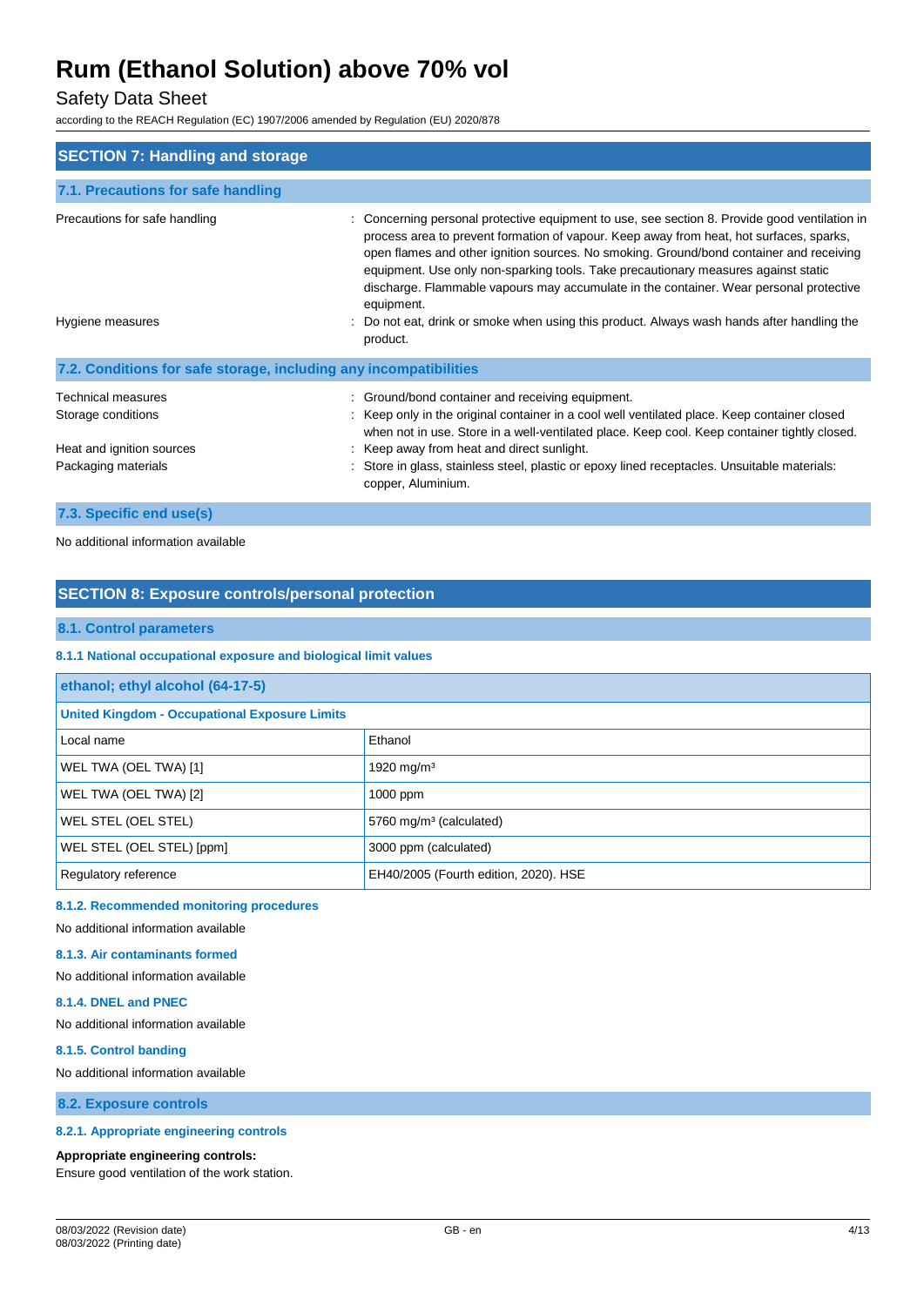## SECTION 7: Handling and storage

### 7.1. Precautions for safe handling

| | |
|---|---|
| Precautions for safe handling | : Concerning personal protective equipment to use, see section 8. Provide good ventilation in process area to prevent formation of vapour. Keep away from heat, hot surfaces, sparks, open flames and other ignition sources. No smoking. Ground/bond container and receiving equipment. Use only non-sparking tools. Take precautionary measures against static discharge. Flammable vapours may accumulate in the container. Wear personal protective equipment. |
| Hygiene measures | : Do not eat, drink or smoke when using this product. Always wash hands after handling the product. |

### 7.2. Conditions for safe storage, including any incompatibilities

| | |
|---|---|
| Technical measures | : Ground/bond container and receiving equipment. |
| Storage conditions | : Keep only in the original container in a cool well ventilated place. Keep container closed when not in use. Store in a well-ventilated place. Keep cool. Keep container tightly closed. |
| Heat and ignition sources | : Keep away from heat and direct sunlight. |
| Packaging materials | : Store in glass, stainless steel, plastic or epoxy lined receptacles. Unsuitable materials: copper, Aluminium. |

### 7.3. Specific end use(s)

No additional information available

## SECTION 8: Exposure controls/personal protection

### 8.1. Control parameters

#### 8.1.1 National occupational exposure and biological limit values

| ethanol; ethyl alcohol (64-17-5) | |
|---|---|
| **United Kingdom - Occupational Exposure Limits** | |
| Local name | Ethanol |
| WEL TWA (OEL TWA) [1] | 1920 mg/m³ |
| WEL TWA (OEL TWA) [2] | 1000 ppm |
| WEL STEL (OEL STEL) | 5760 mg/m³ (calculated) |
| WEL STEL (OEL STEL) [ppm] | 3000 ppm (calculated) |
| Regulatory reference | EH40/2005 (Fourth edition, 2020). HSE |

#### 8.1.2. Recommended monitoring procedures

No additional information available

#### 8.1.3. Air contaminants formed

No additional information available

#### 8.1.4. DNEL and PNEC

No additional information available

#### 8.1.5. Control banding

No additional information available

### 8.2. Exposure controls

#### 8.2.1. Appropriate engineering controls

**Appropriate engineering controls:**

Ensure good ventilation of the work station.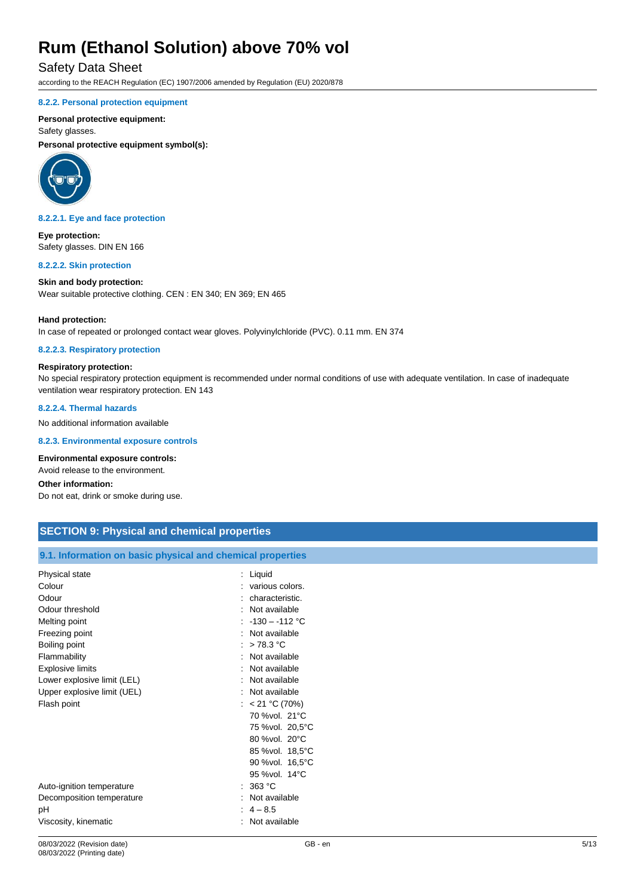#### 8.2.2. Personal protection equipment

**Personal protective equipment:**

Safety glasses.

**Personal protective equipment symbol(s):**

#### 8.2.2.1. Eye and face protection

**Eye protection:**

Safety glasses. DIN EN 166

#### 8.2.2.2. Skin protection

**Skin and body protection:**

Wear suitable protective clothing. CEN : EN 340; EN 369; EN 465

**Hand protection:**

In case of repeated or prolonged contact wear gloves. Polyvinylchloride (PVC). 0.11 mm. EN 374

#### 8.2.2.3. Respiratory protection

**Respiratory protection:**

No special respiratory protection equipment is recommended under normal conditions of use with adequate ventilation. In case of inadequate ventilation wear respiratory protection. EN 143

#### 8.2.2.4. Thermal hazards

No additional information available

#### 8.2.3. Environmental exposure controls

**Environmental exposure controls:**

Avoid release to the environment.

**Other information:**

Do not eat, drink or smoke during use.

## SECTION 9: Physical and chemical properties

### 9.1. Information on basic physical and chemical properties

| | |
|---|---|
| Physical state | : Liquid |
| Colour | : various colors. |
| Odour | : characteristic. |
| Odour threshold | : Not available |
| Melting point | : -130 – -112 °C |
| Freezing point | : Not available |
| Boiling point | : > 78.3 °C |
| Flammability | : Not available |
| Explosive limits | : Not available |
| Lower explosive limit (LEL) | : Not available |
| Upper explosive limit (UEL) | : Not available |
| Flash point | : < 21 °C (70%)<br>70 %vol. 21°C<br>75 %vol. 20,5°C<br>80 %vol. 20°C<br>85 %vol. 18,5°C<br>90 %vol. 16,5°C<br>95 %vol. 14°C |
| Auto-ignition temperature | : 363 °C |
| Decomposition temperature | : Not available |
| pH | : 4 – 8.5 |
| Viscosity, kinematic | : Not available |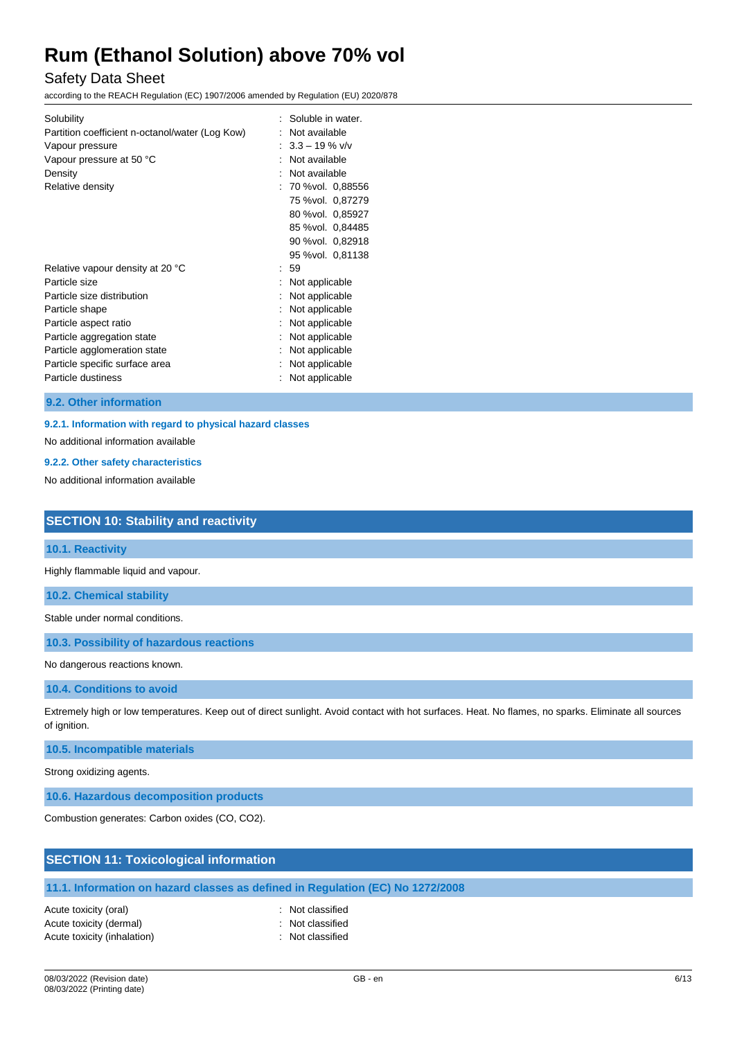| | |
|---|---|
| Solubility | : Soluble in water. |
| Partition coefficient n-octanol/water (Log Kow) | : Not available |
| Vapour pressure | : 3.3 – 19 % v/v |
| Vapour pressure at 50 °C | : Not available |
| Density | : Not available |
| Relative density | : 70 %vol. 0,88556<br>75 %vol. 0,87279<br>80 %vol. 0,85927<br>85 %vol. 0,84485<br>90 %vol. 0,82918<br>95 %vol. 0,81138 |
| Relative vapour density at 20 °C | : 59 |
| Particle size | : Not applicable |
| Particle size distribution | : Not applicable |
| Particle shape | : Not applicable |
| Particle aspect ratio | : Not applicable |
| Particle aggregation state | : Not applicable |
| Particle agglomeration state | : Not applicable |
| Particle specific surface area | : Not applicable |
| Particle dustiness | : Not applicable |

### 9.2. Other information

#### 9.2.1. Information with regard to physical hazard classes

No additional information available

#### 9.2.2. Other safety characteristics

No additional information available

## SECTION 10: Stability and reactivity

### 10.1. Reactivity

Highly flammable liquid and vapour.

### 10.2. Chemical stability

Stable under normal conditions.

### 10.3. Possibility of hazardous reactions

No dangerous reactions known.

### 10.4. Conditions to avoid

Extremely high or low temperatures. Keep out of direct sunlight. Avoid contact with hot surfaces. Heat. No flames, no sparks. Eliminate all sources of ignition.

### 10.5. Incompatible materials

Strong oxidizing agents.

### 10.6. Hazardous decomposition products

Combustion generates: Carbon oxides (CO, $CO_2$).

## SECTION 11: Toxicological information

### 11.1. Information on hazard classes as defined in Regulation (EC) No 1272/2008

| | |
|---|---|
| Acute toxicity (oral) | : Not classified |
| Acute toxicity (dermal) | : Not classified |
| Acute toxicity (inhalation) | : Not classified |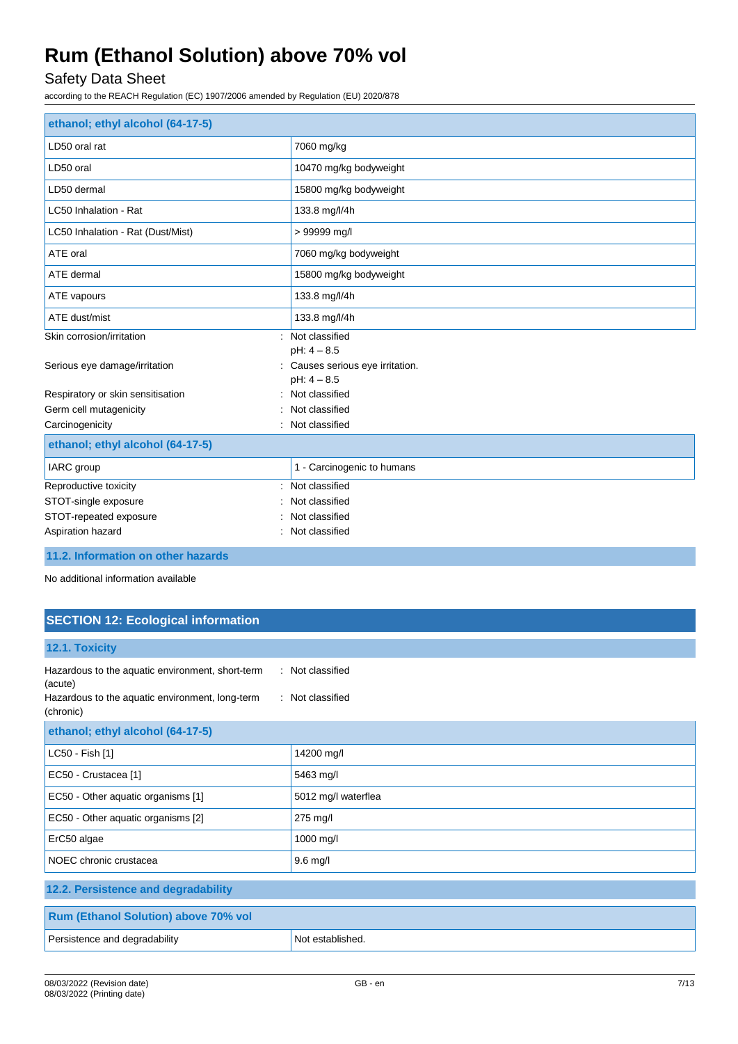| ethanol; ethyl alcohol (64-17-5) | |
|---|---|
| LD50 oral rat | 7060 mg/kg |
| LD50 oral | 10470 mg/kg bodyweight |
| LD50 dermal | 15800 mg/kg bodyweight |
| LC50 Inhalation - Rat | 133.8 mg/l/4h |
| LC50 Inhalation - Rat (Dust/Mist) | > 99999 mg/l |
| ATE oral | 7060 mg/kg bodyweight |
| ATE dermal | 15800 mg/kg bodyweight |
| ATE vapours | 133.8 mg/l/4h |
| ATE dust/mist | 133.8 mg/l/4h |

Skin corrosion/irritation : Not classified
pH: 4 – 8.5

Serious eye damage/irritation : Causes serious eye irritation.
pH: 4 – 8.5

Respiratory or skin sensitisation : Not classified

Germ cell mutagenicity : Not classified

Carcinogenicity : Not classified

| ethanol; ethyl alcohol (64-17-5) | |
|---|---|
| IARC group | 1 - Carcinogenic to humans |

Reproductive toxicity : Not classified

STOT-single exposure : Not classified

STOT-repeated exposure : Not classified

Aspiration hazard : Not classified

### 11.2. Information on other hazards

No additional information available

## SECTION 12: Ecological information

### 12.1. Toxicity

Hazardous to the aquatic environment, short-term (acute) : Not classified

Hazardous to the aquatic environment, long-term (chronic) : Not classified

| ethanol; ethyl alcohol (64-17-5) | |
|---|---|
| LC50 - Fish [1] | 14200 mg/l |
| EC50 - Crustacea [1] | 5463 mg/l |
| EC50 - Other aquatic organisms [1] | 5012 mg/l waterflea |
| EC50 - Other aquatic organisms [2] | 275 mg/l |
| ErC50 algae | 1000 mg/l |
| NOEC chronic crustacea | 9.6 mg/l |

### 12.2. Persistence and degradability

| Rum (Ethanol Solution) above 70% vol | |
|---|---|
| Persistence and degradability | Not established. |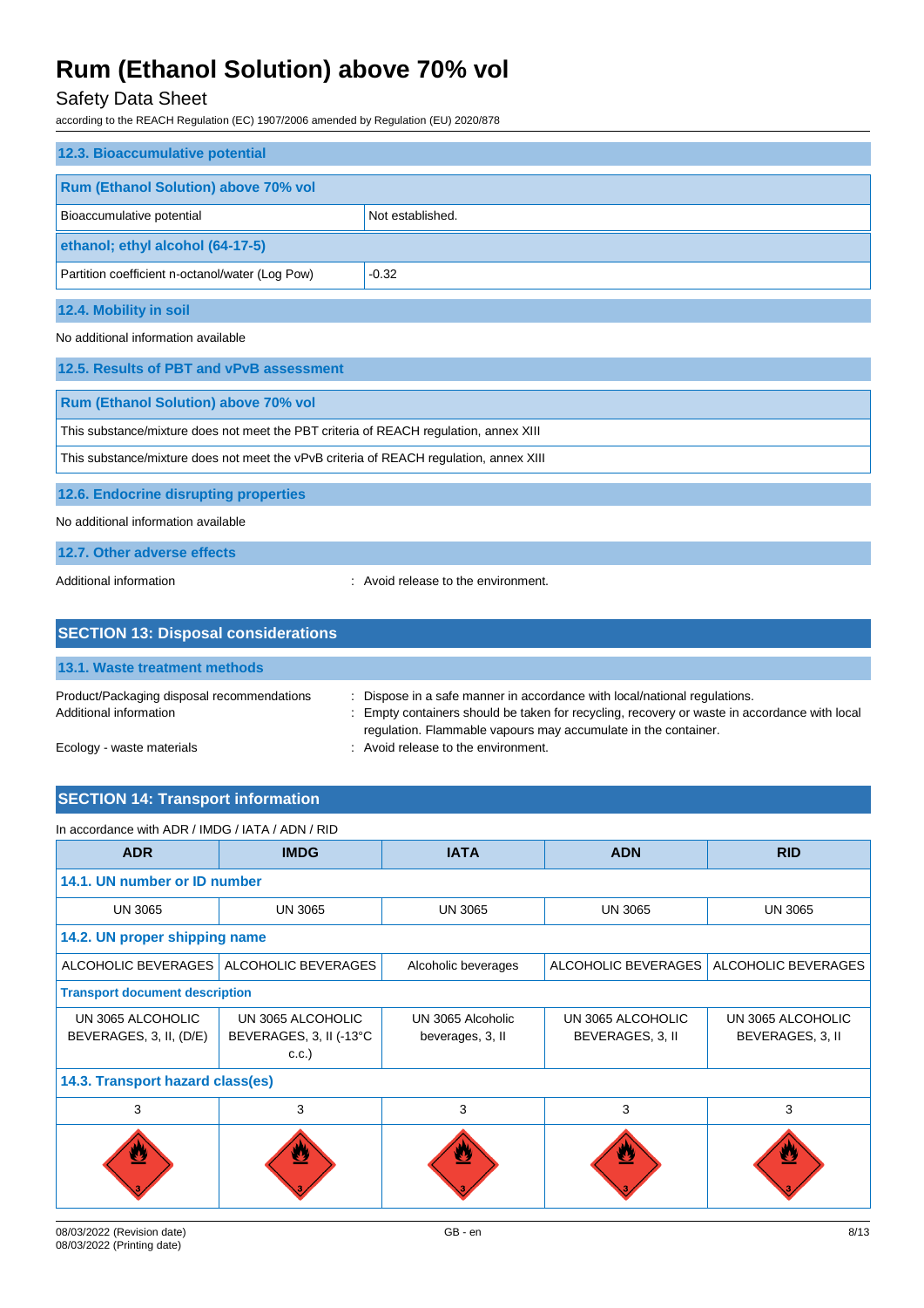### 12.3. Bioaccumulative potential

| Rum (Ethanol Solution) above 70% vol | |
|---|---|
| Bioaccumulative potential | Not established. |
| **ethanol; ethyl alcohol (64-17-5)** | |
| Partition coefficient n-octanol/water (Log Pow) | -0.32 |

### 12.4. Mobility in soil

No additional information available

### 12.5. Results of PBT and vPvB assessment

| Rum (Ethanol Solution) above 70% vol |
|---|
| This substance/mixture does not meet the PBT criteria of REACH regulation, annex XIII |
| This substance/mixture does not meet the vPvB criteria of REACH regulation, annex XIII |

### 12.6. Endocrine disrupting properties

No additional information available

### 12.7. Other adverse effects

Additional information : Avoid release to the environment.

## SECTION 13: Disposal considerations

### 13.1. Waste treatment methods

Product/Packaging disposal recommendations : Dispose in a safe manner in accordance with local/national regulations.

Additional information : Empty containers should be taken for recycling, recovery or waste in accordance with local regulation. Flammable vapours may accumulate in the container.

Ecology - waste materials : Avoid release to the environment.

## SECTION 14: Transport information

In accordance with ADR / IMDG / IATA / ADN / RID

| ADR | IMDG | IATA | ADN | RID |
|---|---|---|---|---|
| **14.1. UN number or ID number** | | | | |
| UN 3065 | UN 3065 | UN 3065 | UN 3065 | UN 3065 |
| **14.2. UN proper shipping name** | | | | |
| ALCOHOLIC BEVERAGES | ALCOHOLIC BEVERAGES | Alcoholic beverages | ALCOHOLIC BEVERAGES | ALCOHOLIC BEVERAGES |
| **Transport document description** | | | | |
| UN 3065 ALCOHOLIC BEVERAGES, 3, II, (D/E) | UN 3065 ALCOHOLIC BEVERAGES, 3, II (-13°C c.c.) | UN 3065 Alcoholic beverages, 3, II | UN 3065 ALCOHOLIC BEVERAGES, 3, II | UN 3065 ALCOHOLIC BEVERAGES, 3, II |
| **14.3. Transport hazard class(es)** | | | | |
| 3 | 3 | 3 | 3 | 3 |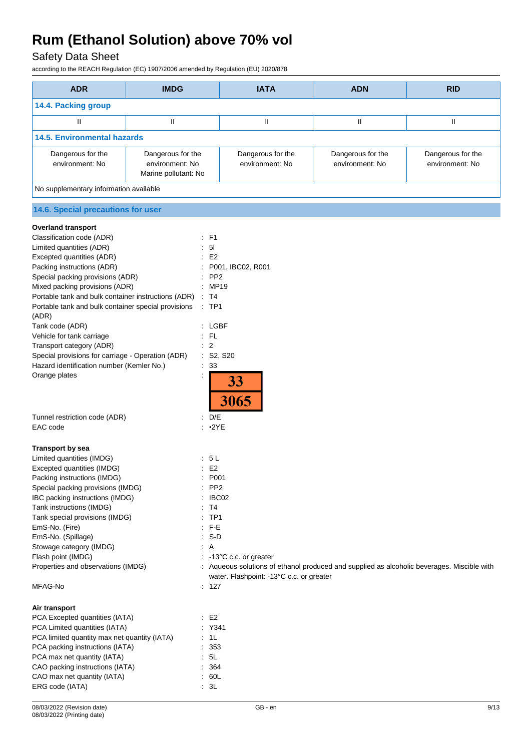| ADR | IMDG | IATA | ADN | RID |
|---|---|---|---|---|
| **14.4. Packing group** | | | | |
| II | II | II | II | II |
| **14.5. Environmental hazards** | | | | |
| Dangerous for the environment: No | Dangerous for the environment: No Marine pollutant: No | Dangerous for the environment: No | Dangerous for the environment: No | Dangerous for the environment: No |
| No supplementary information available | | | | |

## 14.6. Special precautions for user

**Overland transport**

Classification code (ADR) : F1
Limited quantities (ADR) : 5l
Excepted quantities (ADR) : E2
Packing instructions (ADR) : P001, IBC02, R001
Special packing provisions (ADR) : PP2
Mixed packing provisions (ADR) : MP19
Portable tank and bulk container instructions (ADR) : T4
Portable tank and bulk container special provisions (ADR) : TP1
Tank code (ADR) : LGBF
Vehicle for tank carriage : FL
Transport category (ADR) : 2
Special provisions for carriage - Operation (ADR) : S2, S20
Hazard identification number (Kemler No.) : 33
Orange plates : 33 / 3065
Tunnel restriction code (ADR) : D/E
EAC code : •2YE

**Transport by sea**

Limited quantities (IMDG) : 5 L
Excepted quantities (IMDG) : E2
Packing instructions (IMDG) : P001
Special packing provisions (IMDG) : PP2
IBC packing instructions (IMDG) : IBC02
Tank instructions (IMDG) : T4
Tank special provisions (IMDG) : TP1
EmS-No. (Fire) : F-E
EmS-No. (Spillage) : S-D
Stowage category (IMDG) : A
Flash point (IMDG) : -13°C c.c. or greater
Properties and observations (IMDG) : Aqueous solutions of ethanol produced and supplied as alcoholic beverages. Miscible with water. Flashpoint: -13°C c.c. or greater
MFAG-No : 127

**Air transport**

PCA Excepted quantities (IATA) : E2
PCA Limited quantities (IATA) : Y341
PCA limited quantity max net quantity (IATA) : 1L
PCA packing instructions (IATA) : 353
PCA max net quantity (IATA) : 5L
CAO packing instructions (IATA) : 364
CAO max net quantity (IATA) : 60L
ERG code (IATA) : 3L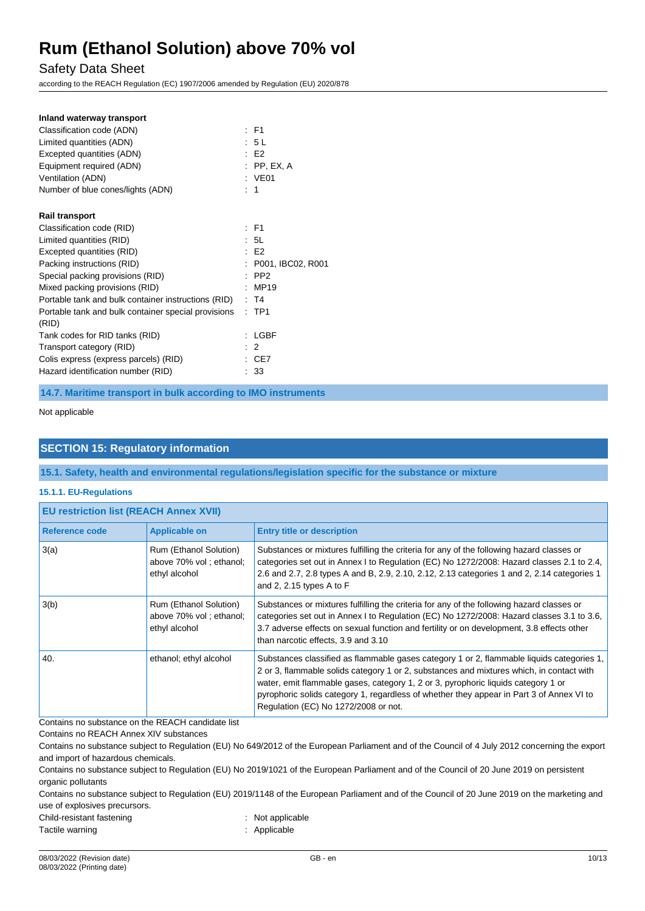**Inland waterway transport**

Classification code (ADN) : F1
Limited quantities (ADN) : 5 L
Excepted quantities (ADN) : E2
Equipment required (ADN) : PP, EX, A
Ventilation (ADN) : VE01
Number of blue cones/lights (ADN) : 1

**Rail transport**

Classification code (RID) : F1
Limited quantities (RID) : 5L
Excepted quantities (RID) : E2
Packing instructions (RID) : P001, IBC02, R001
Special packing provisions (RID) : PP2
Mixed packing provisions (RID) : MP19
Portable tank and bulk container instructions (RID) : T4
Portable tank and bulk container special provisions (RID) : TP1
Tank codes for RID tanks (RID) : LGBF
Transport category (RID) : 2
Colis express (express parcels) (RID) : CE7
Hazard identification number (RID) : 33

### 14.7. Maritime transport in bulk according to IMO instruments

Not applicable

## SECTION 15: Regulatory information

### 15.1. Safety, health and environmental regulations/legislation specific for the substance or mixture

#### 15.1.1. EU-Regulations

**EU restriction list (REACH Annex XVII)**

| Reference code | Applicable on | Entry title or description |
|---|---|---|
| 3(a) | Rum (Ethanol Solution) above 70% vol ; ethanol; ethyl alcohol | Substances or mixtures fulfilling the criteria for any of the following hazard classes or categories set out in Annex I to Regulation (EC) No 1272/2008: Hazard classes 2.1 to 2.4, 2.6 and 2.7, 2.8 types A and B, 2.9, 2.10, 2.12, 2.13 categories 1 and 2, 2.14 categories 1 and 2, 2.15 types A to F |
| 3(b) | Rum (Ethanol Solution) above 70% vol ; ethanol; ethyl alcohol | Substances or mixtures fulfilling the criteria for any of the following hazard classes or categories set out in Annex I to Regulation (EC) No 1272/2008: Hazard classes 3.1 to 3.6, 3.7 adverse effects on sexual function and fertility or on development, 3.8 effects other than narcotic effects, 3.9 and 3.10 |
| 40. | ethanol; ethyl alcohol | Substances classified as flammable gases category 1 or 2, flammable liquids categories 1, 2 or 3, flammable solids category 1 or 2, substances and mixtures which, in contact with water, emit flammable gases, category 1, 2 or 3, pyrophoric liquids category 1 or pyrophoric solids category 1, regardless of whether they appear in Part 3 of Annex VI to Regulation (EC) No 1272/2008 or not. |

Contains no substance on the REACH candidate list

Contains no REACH Annex XIV substances

Contains no substance subject to Regulation (EU) No 649/2012 of the European Parliament and of the Council of 4 July 2012 concerning the export and import of hazardous chemicals.

Contains no substance subject to Regulation (EU) No 2019/1021 of the European Parliament and of the Council of 20 June 2019 on persistent organic pollutants

Contains no substance subject to Regulation (EU) 2019/1148 of the European Parliament and of the Council of 20 June 2019 on the marketing and use of explosives precursors.

Child-resistant fastening : Not applicable
Tactile warning : Applicable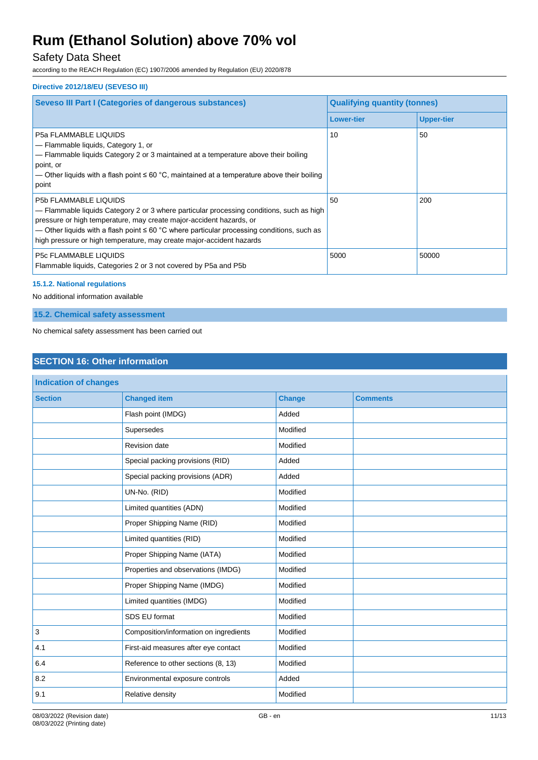#### Directive 2012/18/EU (SEVESO III)

| Seveso III Part I (Categories of dangerous substances) | Qualifying quantity (tonnes) | |
|---|---|---|
| | Lower-tier | Upper-tier |
| P5a FLAMMABLE LIQUIDS<br>— Flammable liquids, Category 1, or<br>— Flammable liquids Category 2 or 3 maintained at a temperature above their boiling point, or<br>— Other liquids with a flash point ≤ 60 °C, maintained at a temperature above their boiling point | 10 | 50 |
| P5b FLAMMABLE LIQUIDS<br>— Flammable liquids Category 2 or 3 where particular processing conditions, such as high pressure or high temperature, may create major-accident hazards, or<br>— Other liquids with a flash point ≤ 60 °C where particular processing conditions, such as high pressure or high temperature, may create major-accident hazards | 50 | 200 |
| P5c FLAMMABLE LIQUIDS<br>Flammable liquids, Categories 2 or 3 not covered by P5a and P5b | 5000 | 50000 |

#### 15.1.2. National regulations

No additional information available

### 15.2. Chemical safety assessment

No chemical safety assessment has been carried out

## SECTION 16: Other information

| Indication of changes | | | |
|---|---|---|---|
| Section | Changed item | Change | Comments |
| | Flash point (IMDG) | Added | |
| | Supersedes | Modified | |
| | Revision date | Modified | |
| | Special packing provisions (RID) | Added | |
| | Special packing provisions (ADR) | Added | |
| | UN-No. (RID) | Modified | |
| | Limited quantities (ADN) | Modified | |
| | Proper Shipping Name (RID) | Modified | |
| | Limited quantities (RID) | Modified | |
| | Proper Shipping Name (IATA) | Modified | |
| | Properties and observations (IMDG) | Modified | |
| | Proper Shipping Name (IMDG) | Modified | |
| | Limited quantities (IMDG) | Modified | |
| | SDS EU format | Modified | |
| 3 | Composition/information on ingredients | Modified | |
| 4.1 | First-aid measures after eye contact | Modified | |
| 6.4 | Reference to other sections (8, 13) | Modified | |
| 8.2 | Environmental exposure controls | Added | |
| 9.1 | Relative density | Modified | |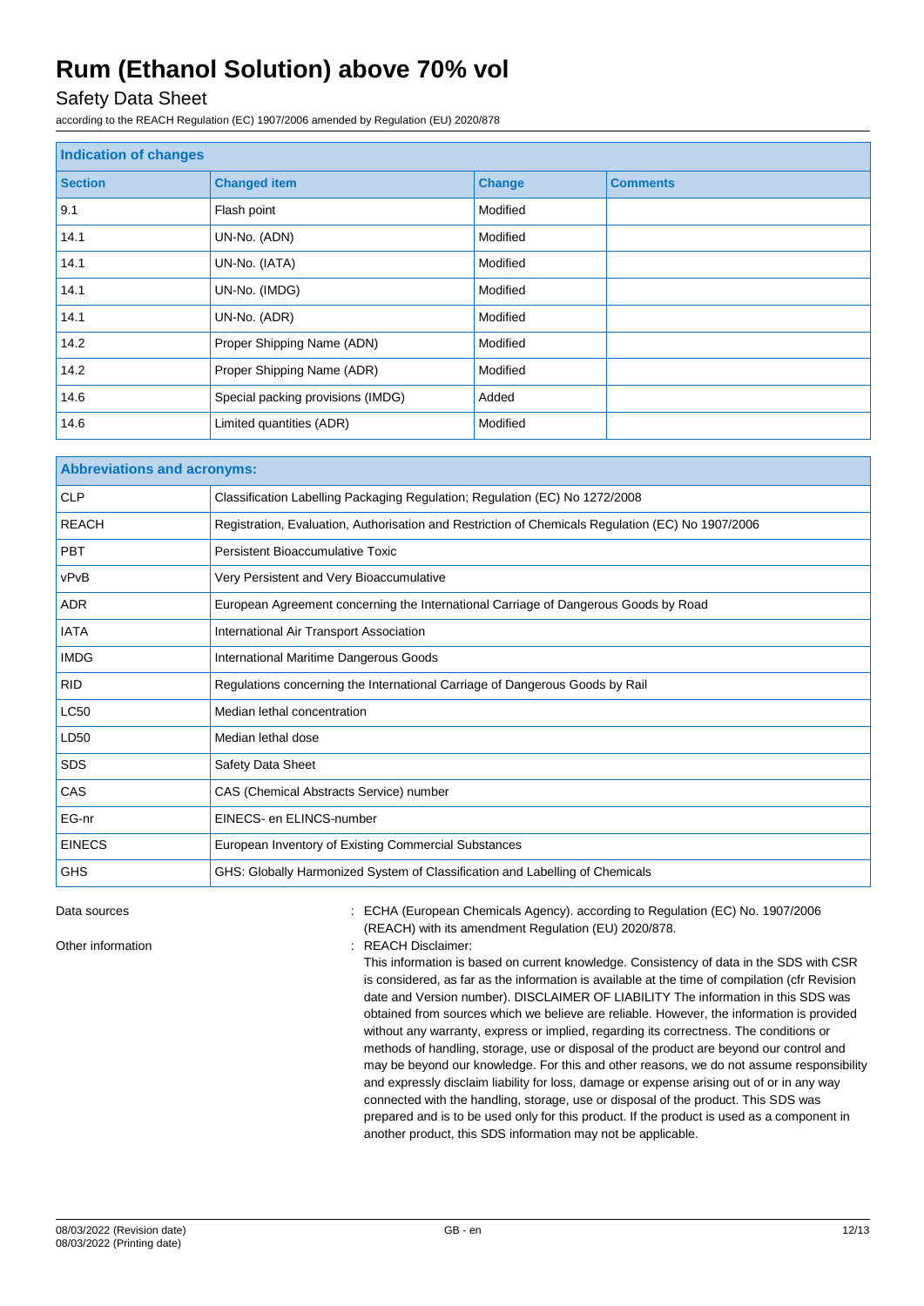| Indication of changes | | | |
|---|---|---|---|
| **Section** | **Changed item** | **Change** | **Comments** |
| 9.1 | Flash point | Modified | |
| 14.1 | UN-No. (ADN) | Modified | |
| 14.1 | UN-No. (IATA) | Modified | |
| 14.1 | UN-No. (IMDG) | Modified | |
| 14.1 | UN-No. (ADR) | Modified | |
| 14.2 | Proper Shipping Name (ADN) | Modified | |
| 14.2 | Proper Shipping Name (ADR) | Modified | |
| 14.6 | Special packing provisions (IMDG) | Added | |
| 14.6 | Limited quantities (ADR) | Modified | |

| Abbreviations and acronyms: | |
|---|---|
| CLP | Classification Labelling Packaging Regulation; Regulation (EC) No 1272/2008 |
| REACH | Registration, Evaluation, Authorisation and Restriction of Chemicals Regulation (EC) No 1907/2006 |
| PBT | Persistent Bioaccumulative Toxic |
| vPvB | Very Persistent and Very Bioaccumulative |
| ADR | European Agreement concerning the International Carriage of Dangerous Goods by Road |
| IATA | International Air Transport Association |
| IMDG | International Maritime Dangerous Goods |
| RID | Regulations concerning the International Carriage of Dangerous Goods by Rail |
| LC50 | Median lethal concentration |
| LD50 | Median lethal dose |
| SDS | Safety Data Sheet |
| CAS | CAS (Chemical Abstracts Service) number |
| EG-nr | EINECS- en ELINCS-number |
| EINECS | European Inventory of Existing Commercial Substances |
| GHS | GHS: Globally Harmonized System of Classification and Labelling of Chemicals |

Data sources : ECHA (European Chemicals Agency). according to Regulation (EC) No. 1907/2006 (REACH) with its amendment Regulation (EU) 2020/878.

Other information : REACH Disclaimer:
This information is based on current knowledge. Consistency of data in the SDS with CSR is considered, as far as the information is available at the time of compilation (cfr Revision date and Version number). DISCLAIMER OF LIABILITY The information in this SDS was obtained from sources which we believe are reliable. However, the information is provided without any warranty, express or implied, regarding its correctness. The conditions or methods of handling, storage, use or disposal of the product are beyond our control and may be beyond our knowledge. For this and other reasons, we do not assume responsibility and expressly disclaim liability for loss, damage or expense arising out of or in any way connected with the handling, storage, use or disposal of the product. This SDS was prepared and is to be used only for this product. If the product is used as a component in another product, this SDS information may not be applicable.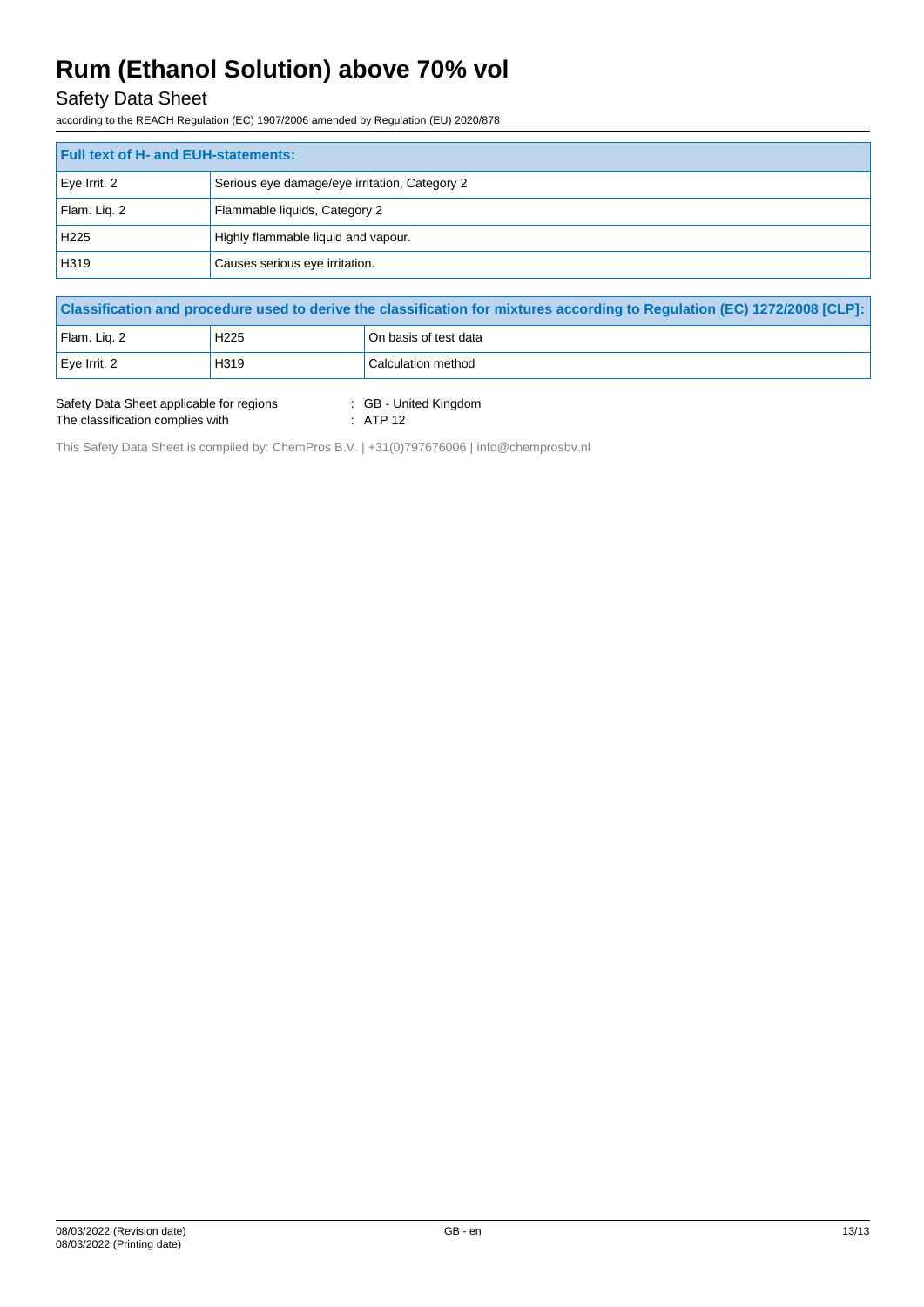# Rum (Ethanol Solution) above 70% vol

## Safety Data Sheet

according to the REACH Regulation (EC) 1907/2006 amended by Regulation (EU) 2020/878

| Full text of H- and EUH-statements: | |
|---|---|
| Eye Irrit. 2 | Serious eye damage/eye irritation, Category 2 |
| Flam. Liq. 2 | Flammable liquids, Category 2 |
| H225 | Highly flammable liquid and vapour. |
| H319 | Causes serious eye irritation. |

| Classification and procedure used to derive the classification for mixtures according to Regulation (EC) 1272/2008 [CLP]: | | |
|---|---|---|
| Flam. Liq. 2 | H225 | On basis of test data |
| Eye Irrit. 2 | H319 | Calculation method |

Safety Data Sheet applicable for regions : GB - United Kingdom
The classification complies with : ATP 12

This Safety Data Sheet is compiled by: ChemPros B.V. | +31(0)797676006 | info@chemprosbv.nl

08/03/2022 (Revision date)
08/03/2022 (Printing date)